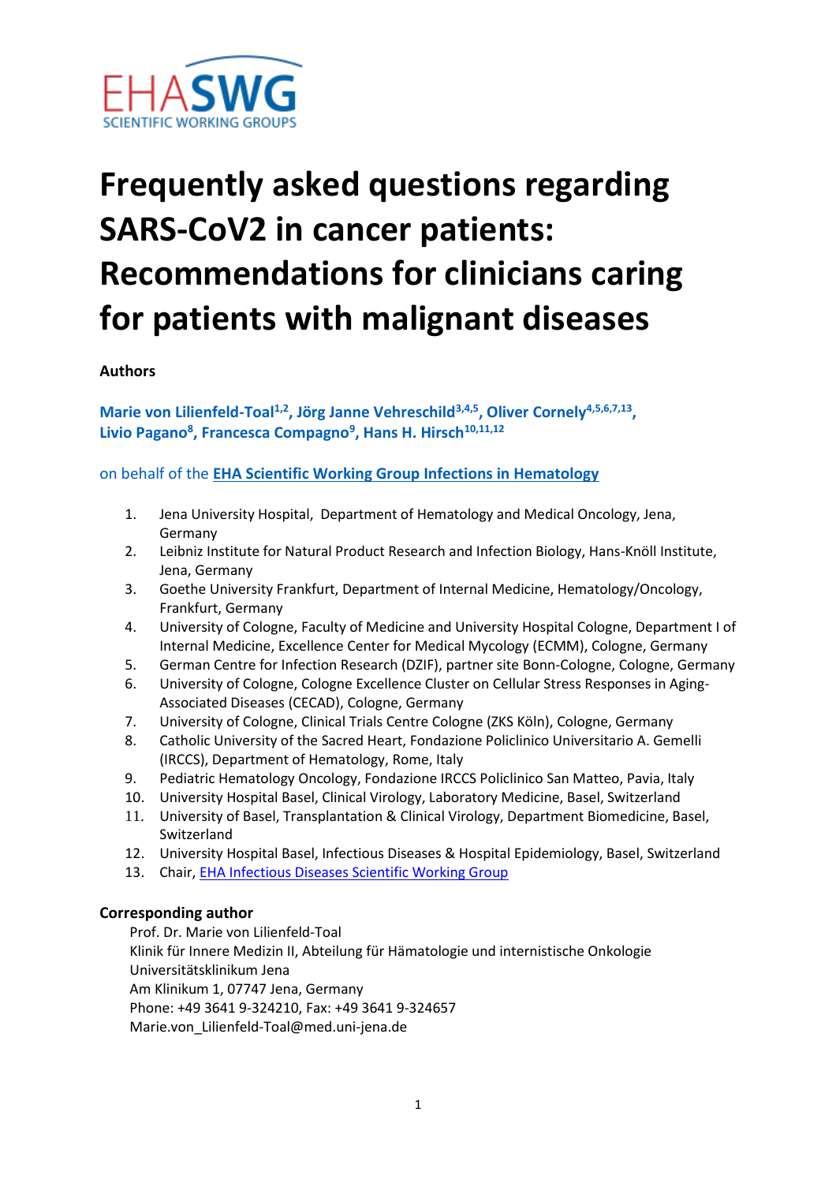EHASWG
SCIENTIFIC WORKING GROUPS

# Frequently asked questions regarding SARS-CoV2 in cancer patients: Recommendations for clinicians caring for patients with malignant diseases

**Authors**

Marie von Lilienfeld-Toal[1,2], Jörg Janne Vehreschild[3,4,5], Oliver Cornely[4,5,6,7,13], Livio Pagano[8], Francesca Compagno[9], Hans H. Hirsch[10,11,12]

on behalf of the EHA Scientific Working Group Infections in Hematology

1. Jena University Hospital, Department of Hematology and Medical Oncology, Jena, Germany
2. Leibniz Institute for Natural Product Research and Infection Biology, Hans-Knöll Institute, Jena, Germany
3. Goethe University Frankfurt, Department of Internal Medicine, Hematology/Oncology, Frankfurt, Germany
4. University of Cologne, Faculty of Medicine and University Hospital Cologne, Department I of Internal Medicine, Excellence Center for Medical Mycology (ECMM), Cologne, Germany
5. German Centre for Infection Research (DZIF), partner site Bonn-Cologne, Cologne, Germany
6. University of Cologne, Cologne Excellence Cluster on Cellular Stress Responses in Aging-Associated Diseases (CECAD), Cologne, Germany
7. University of Cologne, Clinical Trials Centre Cologne (ZKS Köln), Cologne, Germany
8. Catholic University of the Sacred Heart, Fondazione Policlinico Universitario A. Gemelli (IRCCS), Department of Hematology, Rome, Italy
9. Pediatric Hematology Oncology, Fondazione IRCCS Policlinico San Matteo, Pavia, Italy
10. University Hospital Basel, Clinical Virology, Laboratory Medicine, Basel, Switzerland
11. University of Basel, Transplantation & Clinical Virology, Department Biomedicine, Basel, Switzerland
12. University Hospital Basel, Infectious Diseases & Hospital Epidemiology, Basel, Switzerland
13. Chair, EHA Infectious Diseases Scientific Working Group

**Corresponding author**

Prof. Dr. Marie von Lilienfeld-Toal
Klinik für Innere Medizin II, Abteilung für Hämatologie und internistische Onkologie
Universitätsklinikum Jena
Am Klinikum 1, 07747 Jena, Germany
Phone: +49 3641 9-324210, Fax: +49 3641 9-324657
Marie.von_Lilienfeld-Toal@med.uni-jena.de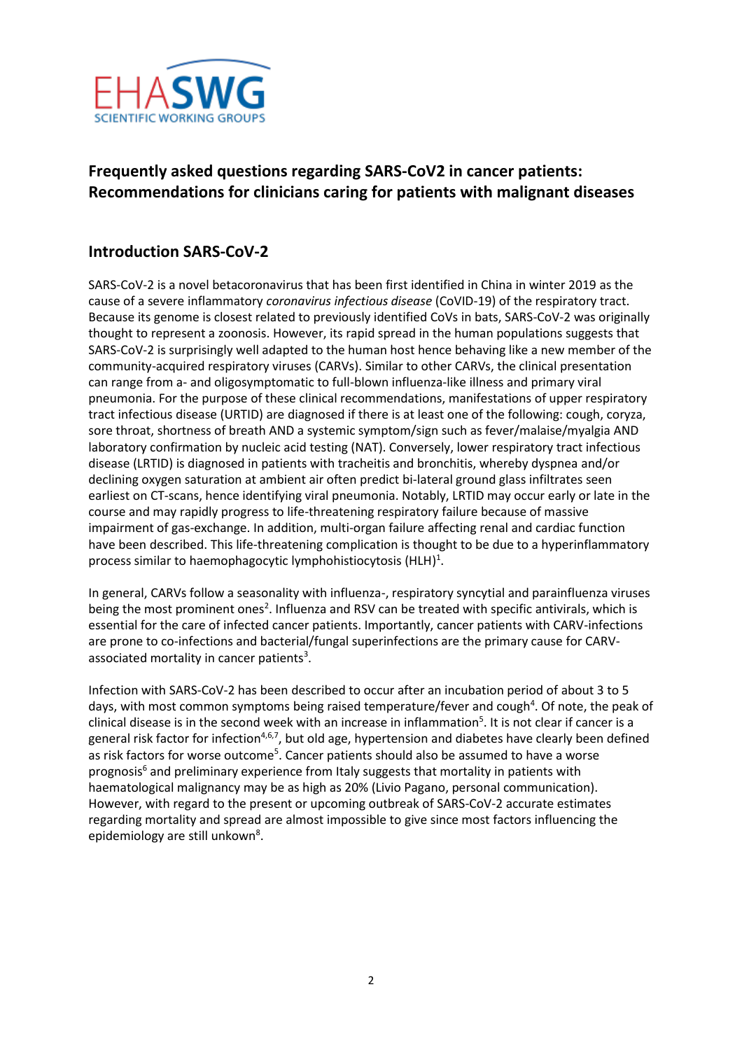# Frequently asked questions regarding SARS-CoV2 in cancer patients: Recommendations for clinicians caring for patients with malignant diseases

## Introduction SARS-CoV-2

SARS-CoV-2 is a novel betacoronavirus that has been first identified in China in winter 2019 as the cause of a severe inflammatory *coronavirus infectious disease* (CoVID-19) of the respiratory tract. Because its genome is closest related to previously identified CoVs in bats, SARS-CoV-2 was originally thought to represent a zoonosis. However, its rapid spread in the human populations suggests that SARS-CoV-2 is surprisingly well adapted to the human host hence behaving like a new member of the community-acquired respiratory viruses (CARVs). Similar to other CARVs, the clinical presentation can range from a- and oligosymptomatic to full-blown influenza-like illness and primary viral pneumonia. For the purpose of these clinical recommendations, manifestations of upper respiratory tract infectious disease (URTID) are diagnosed if there is at least one of the following: cough, coryza, sore throat, shortness of breath AND a systemic symptom/sign such as fever/malaise/myalgia AND laboratory confirmation by nucleic acid testing (NAT). Conversely, lower respiratory tract infectious disease (LRTID) is diagnosed in patients with tracheitis and bronchitis, whereby dyspnea and/or declining oxygen saturation at ambient air often predict bi-lateral ground glass infiltrates seen earliest on CT-scans, hence identifying viral pneumonia. Notably, LRTID may occur early or late in the course and may rapidly progress to life-threatening respiratory failure because of massive impairment of gas-exchange. In addition, multi-organ failure affecting renal and cardiac function have been described. This life-threatening complication is thought to be due to a hyperinflammatory process similar to haemophagocytic lymphohistiocytosis (HLH)[1].

In general, CARVs follow a seasonality with influenza-, respiratory syncytial and parainfluenza viruses being the most prominent ones[2]. Influenza and RSV can be treated with specific antivirals, which is essential for the care of infected cancer patients. Importantly, cancer patients with CARV-infections are prone to co-infections and bacterial/fungal superinfections are the primary cause for CARV-associated mortality in cancer patients[3].

Infection with SARS-CoV-2 has been described to occur after an incubation period of about 3 to 5 days, with most common symptoms being raised temperature/fever and cough[4]. Of note, the peak of clinical disease is in the second week with an increase in inflammation[5]. It is not clear if cancer is a general risk factor for infection[4,6,7], but old age, hypertension and diabetes have clearly been defined as risk factors for worse outcome[5]. Cancer patients should also be assumed to have a worse prognosis[6] and preliminary experience from Italy suggests that mortality in patients with haematological malignancy may be as high as 20% (Livio Pagano, personal communication). However, with regard to the present or upcoming outbreak of SARS-CoV-2 accurate estimates regarding mortality and spread are almost impossible to give since most factors influencing the epidemiology are still unkown[8].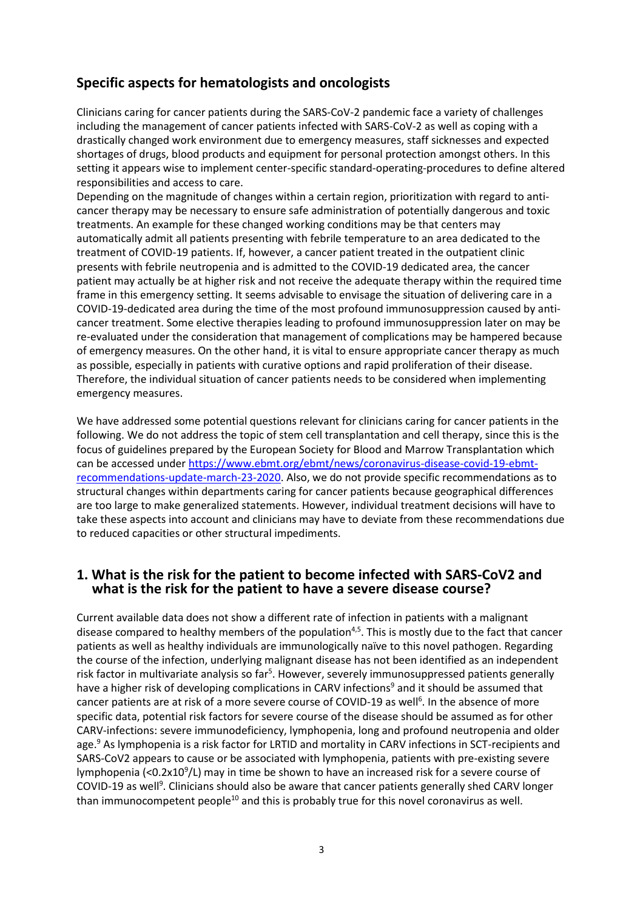## Specific aspects for hematologists and oncologists

Clinicians caring for cancer patients during the SARS-CoV-2 pandemic face a variety of challenges including the management of cancer patients infected with SARS-CoV-2 as well as coping with a drastically changed work environment due to emergency measures, staff sicknesses and expected shortages of drugs, blood products and equipment for personal protection amongst others. In this setting it appears wise to implement center-specific standard-operating-procedures to define altered responsibilities and access to care.

Depending on the magnitude of changes within a certain region, prioritization with regard to anti-cancer therapy may be necessary to ensure safe administration of potentially dangerous and toxic treatments. An example for these changed working conditions may be that centers may automatically admit all patients presenting with febrile temperature to an area dedicated to the treatment of COVID-19 patients. If, however, a cancer patient treated in the outpatient clinic presents with febrile neutropenia and is admitted to the COVID-19 dedicated area, the cancer patient may actually be at higher risk and not receive the adequate therapy within the required time frame in this emergency setting. It seems advisable to envisage the situation of delivering care in a COVID-19-dedicated area during the time of the most profound immunosuppression caused by anti-cancer treatment. Some elective therapies leading to profound immunosuppression later on may be re-evaluated under the consideration that management of complications may be hampered because of emergency measures. On the other hand, it is vital to ensure appropriate cancer therapy as much as possible, especially in patients with curative options and rapid proliferation of their disease. Therefore, the individual situation of cancer patients needs to be considered when implementing emergency measures.

We have addressed some potential questions relevant for clinicians caring for cancer patients in the following. We do not address the topic of stem cell transplantation and cell therapy, since this is the focus of guidelines prepared by the European Society for Blood and Marrow Transplantation which can be accessed under https://www.ebmt.org/ebmt/news/coronavirus-disease-covid-19-ebmt-recommendations-update-march-23-2020. Also, we do not provide specific recommendations as to structural changes within departments caring for cancer patients because geographical differences are too large to make generalized statements. However, individual treatment decisions will have to take these aspects into account and clinicians may have to deviate from these recommendations due to reduced capacities or other structural impediments.

## 1. What is the risk for the patient to become infected with SARS-CoV2 and what is the risk for the patient to have a severe disease course?

Current available data does not show a different rate of infection in patients with a malignant disease compared to healthy members of the population[4,5]. This is mostly due to the fact that cancer patients as well as healthy individuals are immunologically naïve to this novel pathogen. Regarding the course of the infection, underlying malignant disease has not been identified as an independent risk factor in multivariate analysis so far[5]. However, severely immunosuppressed patients generally have a higher risk of developing complications in CARV infections[9] and it should be assumed that cancer patients are at risk of a more severe course of COVID-19 as well[6]. In the absence of more specific data, potential risk factors for severe course of the disease should be assumed as for other CARV-infections: severe immunodeficiency, lymphopenia, long and profound neutropenia and older age.[9] As lymphopenia is a risk factor for LRTID and mortality in CARV infections in SCT-recipients and SARS-CoV2 appears to cause or be associated with lymphopenia, patients with pre-existing severe lymphopenia ($<0.2 \times 10^9$/L) may in time be shown to have an increased risk for a severe course of COVID-19 as well[9]. Clinicians should also be aware that cancer patients generally shed CARV longer than immunocompetent people[10] and this is probably true for this novel coronavirus as well.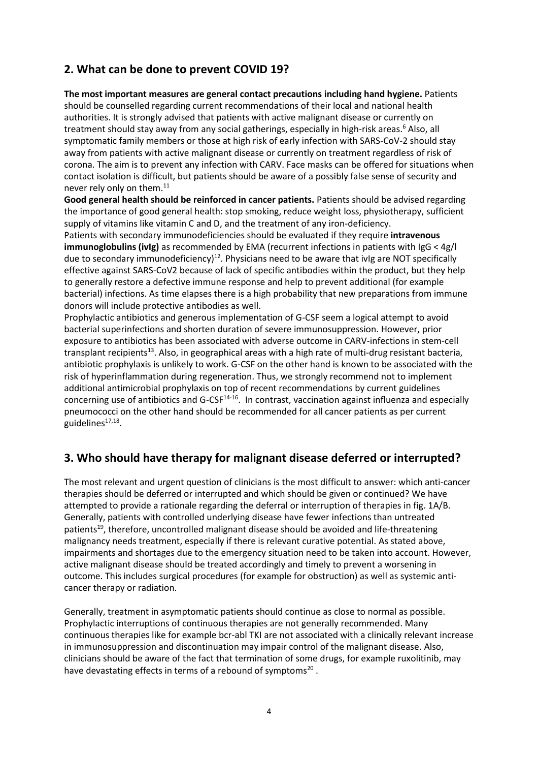## 2. What can be done to prevent COVID 19?

**The most important measures are general contact precautions including hand hygiene.** Patients should be counselled regarding current recommendations of their local and national health authorities. It is strongly advised that patients with active malignant disease or currently on treatment should stay away from any social gatherings, especially in high-risk areas.[6] Also, all symptomatic family members or those at high risk of early infection with SARS-CoV-2 should stay away from patients with active malignant disease or currently on treatment regardless of risk of corona. The aim is to prevent any infection with CARV. Face masks can be offered for situations when contact isolation is difficult, but patients should be aware of a possibly false sense of security and never rely only on them.[11]

**Good general health should be reinforced in cancer patients.** Patients should be advised regarding the importance of good general health: stop smoking, reduce weight loss, physiotherapy, sufficient supply of vitamins like vitamin C and D, and the treatment of any iron-deficiency.

Patients with secondary immunodeficiencies should be evaluated if they require **intravenous immunoglobulins (ivIg)** as recommended by EMA (recurrent infections in patients with IgG < 4g/l due to secondary immunodeficiency)[12]. Physicians need to be aware that ivIg are NOT specifically effective against SARS-CoV2 because of lack of specific antibodies within the product, but they help to generally restore a defective immune response and help to prevent additional (for example bacterial) infections. As time elapses there is a high probability that new preparations from immune donors will include protective antibodies as well.

Prophylactic antibiotics and generous implementation of G-CSF seem a logical attempt to avoid bacterial superinfections and shorten duration of severe immunosuppression. However, prior exposure to antibiotics has been associated with adverse outcome in CARV-infections in stem-cell transplant recipients[13]. Also, in geographical areas with a high rate of multi-drug resistant bacteria, antibiotic prophylaxis is unlikely to work. G-CSF on the other hand is known to be associated with the risk of hyperinflammation during regeneration. Thus, we strongly recommend not to implement additional antimicrobial prophylaxis on top of recent recommendations by current guidelines concerning use of antibiotics and G-CSF[14-16]. In contrast, vaccination against influenza and especially pneumococci on the other hand should be recommended for all cancer patients as per current guidelines[17,18].

## 3. Who should have therapy for malignant disease deferred or interrupted?

The most relevant and urgent question of clinicians is the most difficult to answer: which anti-cancer therapies should be deferred or interrupted and which should be given or continued? We have attempted to provide a rationale regarding the deferral or interruption of therapies in fig. 1A/B. Generally, patients with controlled underlying disease have fewer infections than untreated patients[19], therefore, uncontrolled malignant disease should be avoided and life-threatening malignancy needs treatment, especially if there is relevant curative potential. As stated above, impairments and shortages due to the emergency situation need to be taken into account. However, active malignant disease should be treated accordingly and timely to prevent a worsening in outcome. This includes surgical procedures (for example for obstruction) as well as systemic anti-cancer therapy or radiation.

Generally, treatment in asymptomatic patients should continue as close to normal as possible. Prophylactic interruptions of continuous therapies are not generally recommended. Many continuous therapies like for example bcr-abl TKI are not associated with a clinically relevant increase in immunosuppression and discontinuation may impair control of the malignant disease. Also, clinicians should be aware of the fact that termination of some drugs, for example ruxolitinib, may have devastating effects in terms of a rebound of symptoms[20].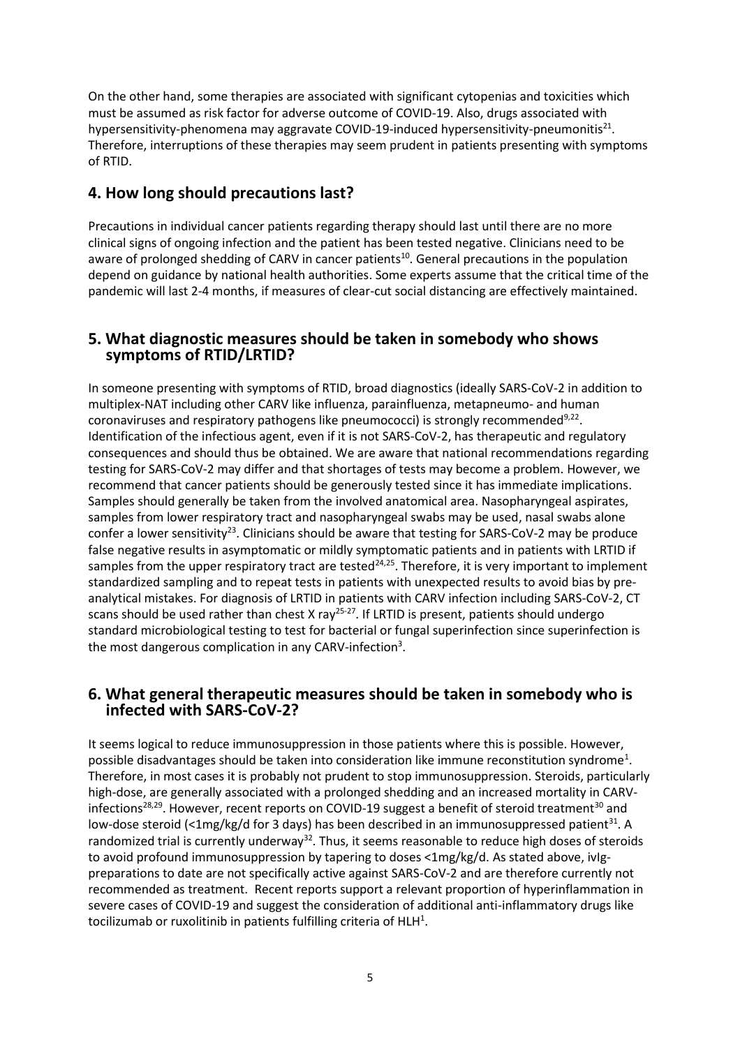On the other hand, some therapies are associated with significant cytopenias and toxicities which must be assumed as risk factor for adverse outcome of COVID-19. Also, drugs associated with hypersensitivity-phenomena may aggravate COVID-19-induced hypersensitivity-pneumonitis[21]. Therefore, interruptions of these therapies may seem prudent in patients presenting with symptoms of RTID.

## 4. How long should precautions last?

Precautions in individual cancer patients regarding therapy should last until there are no more clinical signs of ongoing infection and the patient has been tested negative. Clinicians need to be aware of prolonged shedding of CARV in cancer patients[10]. General precautions in the population depend on guidance by national health authorities. Some experts assume that the critical time of the pandemic will last 2-4 months, if measures of clear-cut social distancing are effectively maintained.

## 5. What diagnostic measures should be taken in somebody who shows symptoms of RTID/LRTID?

In someone presenting with symptoms of RTID, broad diagnostics (ideally SARS-CoV-2 in addition to multiplex-NAT including other CARV like influenza, parainfluenza, metapneumo- and human coronaviruses and respiratory pathogens like pneumococci) is strongly recommended[9,22]. Identification of the infectious agent, even if it is not SARS-CoV-2, has therapeutic and regulatory consequences and should thus be obtained. We are aware that national recommendations regarding testing for SARS-CoV-2 may differ and that shortages of tests may become a problem. However, we recommend that cancer patients should be generously tested since it has immediate implications. Samples should generally be taken from the involved anatomical area. Nasopharyngeal aspirates, samples from lower respiratory tract and nasopharyngeal swabs may be used, nasal swabs alone confer a lower sensitivity[23]. Clinicians should be aware that testing for SARS-CoV-2 may be produce false negative results in asymptomatic or mildly symptomatic patients and in patients with LRTID if samples from the upper respiratory tract are tested[24,25]. Therefore, it is very important to implement standardized sampling and to repeat tests in patients with unexpected results to avoid bias by pre-analytical mistakes. For diagnosis of LRTID in patients with CARV infection including SARS-CoV-2, CT scans should be used rather than chest X ray[25-27]. If LRTID is present, patients should undergo standard microbiological testing to test for bacterial or fungal superinfection since superinfection is the most dangerous complication in any CARV-infection[3].

## 6. What general therapeutic measures should be taken in somebody who is infected with SARS-CoV-2?

It seems logical to reduce immunosuppression in those patients where this is possible. However, possible disadvantages should be taken into consideration like immune reconstitution syndrome[1]. Therefore, in most cases it is probably not prudent to stop immunosuppression. Steroids, particularly high-dose, are generally associated with a prolonged shedding and an increased mortality in CARV-infections[28,29]. However, recent reports on COVID-19 suggest a benefit of steroid treatment[30] and low-dose steroid (<1mg/kg/d for 3 days) has been described in an immunosuppressed patient[31]. A randomized trial is currently underway[32]. Thus, it seems reasonable to reduce high doses of steroids to avoid profound immunosuppression by tapering to doses <1mg/kg/d. As stated above, ivIg-preparations to date are not specifically active against SARS-CoV-2 and are therefore currently not recommended as treatment. Recent reports support a relevant proportion of hyperinflammation in severe cases of COVID-19 and suggest the consideration of additional anti-inflammatory drugs like tocilizumab or ruxolitinib in patients fulfilling criteria of HLH[1].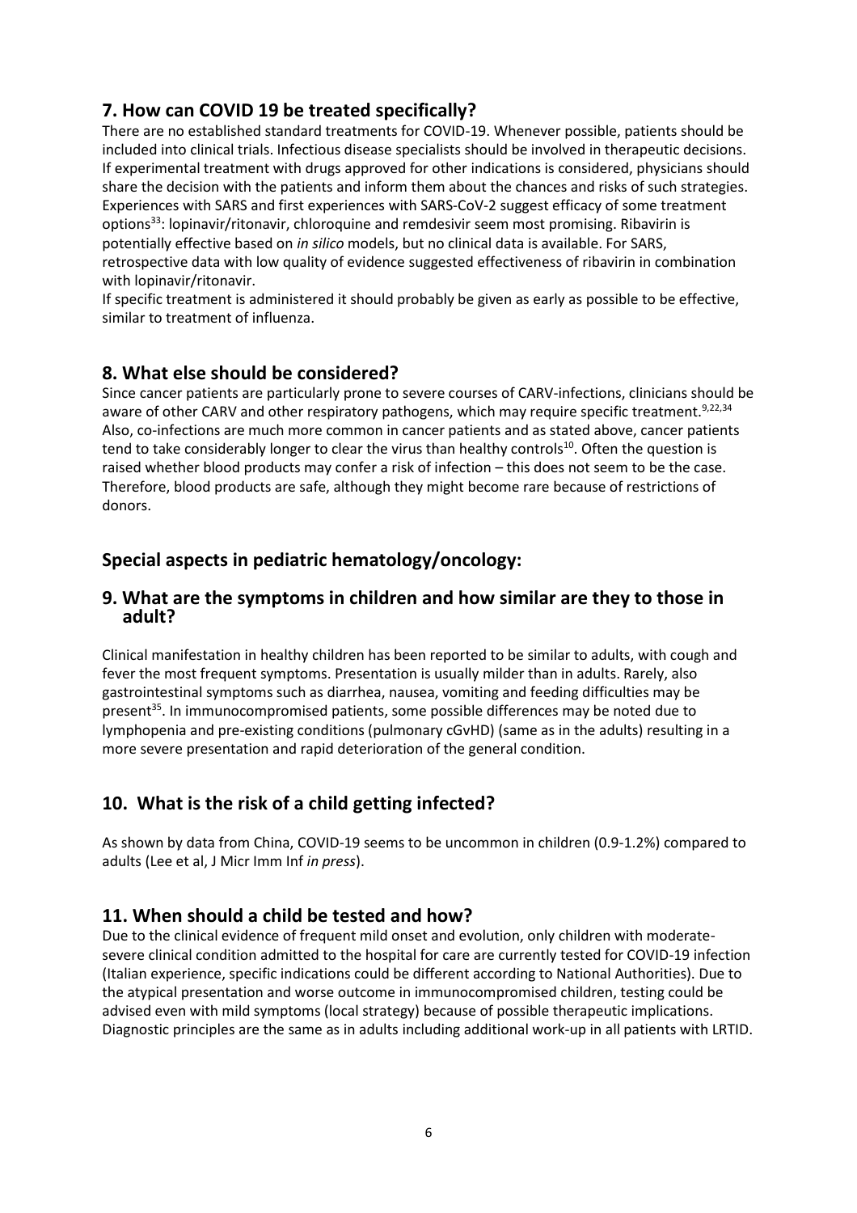## 7. How can COVID 19 be treated specifically?

There are no established standard treatments for COVID-19. Whenever possible, patients should be included into clinical trials. Infectious disease specialists should be involved in therapeutic decisions. If experimental treatment with drugs approved for other indications is considered, physicians should share the decision with the patients and inform them about the chances and risks of such strategies. Experiences with SARS and first experiences with SARS-CoV-2 suggest efficacy of some treatment options[33]: lopinavir/ritonavir, chloroquine and remdesivir seem most promising. Ribavirin is potentially effective based on *in silico* models, but no clinical data is available. For SARS, retrospective data with low quality of evidence suggested effectiveness of ribavirin in combination with lopinavir/ritonavir.

If specific treatment is administered it should probably be given as early as possible to be effective, similar to treatment of influenza.

## 8. What else should be considered?

Since cancer patients are particularly prone to severe courses of CARV-infections, clinicians should be aware of other CARV and other respiratory pathogens, which may require specific treatment.[9,22,34] Also, co-infections are much more common in cancer patients and as stated above, cancer patients tend to take considerably longer to clear the virus than healthy controls[10]. Often the question is raised whether blood products may confer a risk of infection – this does not seem to be the case. Therefore, blood products are safe, although they might become rare because of restrictions of donors.

## Special aspects in pediatric hematology/oncology:

## 9. What are the symptoms in children and how similar are they to those in adult?

Clinical manifestation in healthy children has been reported to be similar to adults, with cough and fever the most frequent symptoms. Presentation is usually milder than in adults. Rarely, also gastrointestinal symptoms such as diarrhea, nausea, vomiting and feeding difficulties may be present[35]. In immunocompromised patients, some possible differences may be noted due to lymphopenia and pre-existing conditions (pulmonary cGvHD) (same as in the adults) resulting in a more severe presentation and rapid deterioration of the general condition.

## 10. What is the risk of a child getting infected?

As shown by data from China, COVID-19 seems to be uncommon in children (0.9-1.2%) compared to adults (Lee et al, J Micr Imm Inf *in press*).

## 11. When should a child be tested and how?

Due to the clinical evidence of frequent mild onset and evolution, only children with moderate-severe clinical condition admitted to the hospital for care are currently tested for COVID-19 infection (Italian experience, specific indications could be different according to National Authorities). Due to the atypical presentation and worse outcome in immunocompromised children, testing could be advised even with mild symptoms (local strategy) because of possible therapeutic implications. Diagnostic principles are the same as in adults including additional work-up in all patients with LRTID.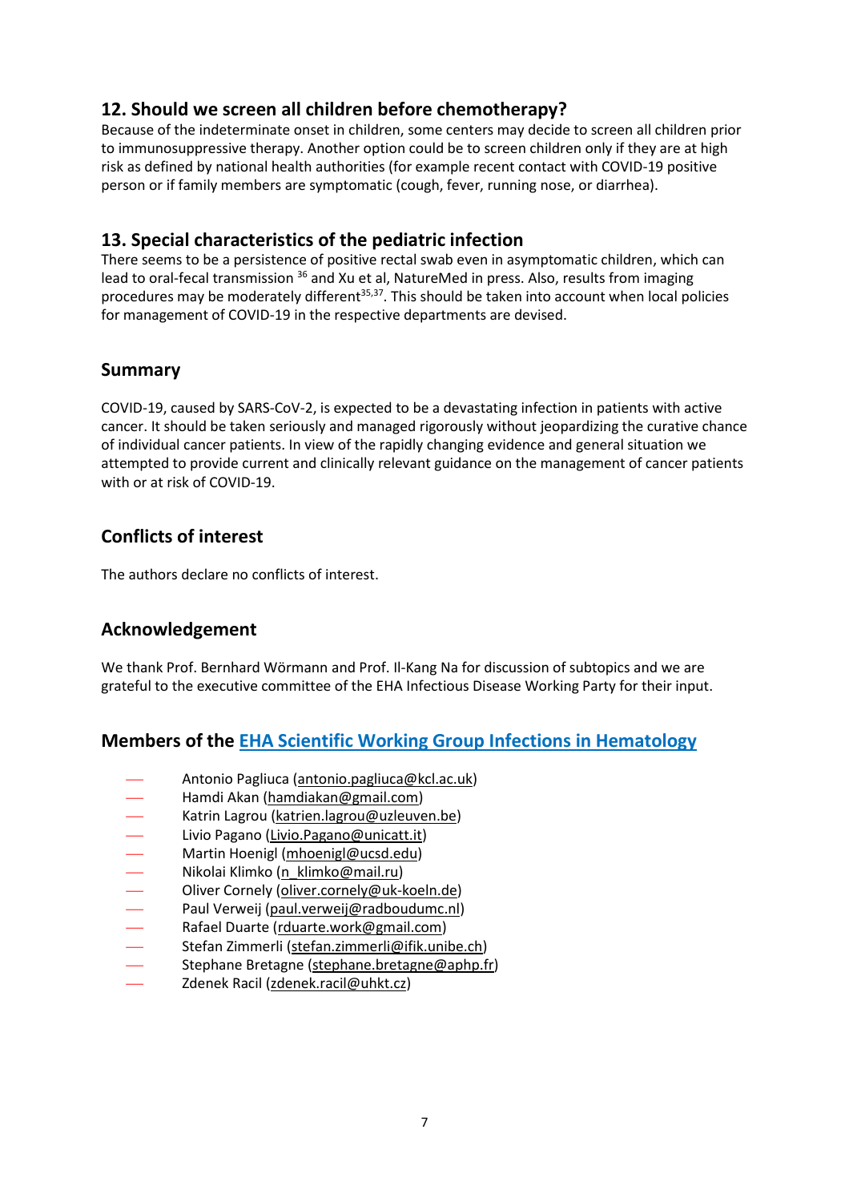## 12. Should we screen all children before chemotherapy?

Because of the indeterminate onset in children, some centers may decide to screen all children prior to immunosuppressive therapy. Another option could be to screen children only if they are at high risk as defined by national health authorities (for example recent contact with COVID-19 positive person or if family members are symptomatic (cough, fever, running nose, or diarrhea).

## 13. Special characteristics of the pediatric infection

There seems to be a persistence of positive rectal swab even in asymptomatic children, which can lead to oral-fecal transmission [36] and Xu et al, NatureMed in press. Also, results from imaging procedures may be moderately different[35,37]. This should be taken into account when local policies for management of COVID-19 in the respective departments are devised.

## Summary

COVID-19, caused by SARS-CoV-2, is expected to be a devastating infection in patients with active cancer. It should be taken seriously and managed rigorously without jeopardizing the curative chance of individual cancer patients. In view of the rapidly changing evidence and general situation we attempted to provide current and clinically relevant guidance on the management of cancer patients with or at risk of COVID-19.

## Conflicts of interest

The authors declare no conflicts of interest.

## Acknowledgement

We thank Prof. Bernhard Wörmann and Prof. Il-Kang Na for discussion of subtopics and we are grateful to the executive committee of the EHA Infectious Disease Working Party for their input.

## Members of the [EHA Scientific Working Group Infections in Hematology]

- Antonio Pagliuca (antonio.pagliuca@kcl.ac.uk)
- Hamdi Akan (hamdiakan@gmail.com)
- Katrin Lagrou (katrien.lagrou@uzleuven.be)
- Livio Pagano (Livio.Pagano@unicatt.it)
- Martin Hoenigl (mhoenigl@ucsd.edu)
- Nikolai Klimko (n_klimko@mail.ru)
- Oliver Cornely (oliver.cornely@uk-koeln.de)
- Paul Verweij (paul.verweij@radboudumc.nl)
- Rafael Duarte (rduarte.work@gmail.com)
- Stefan Zimmerli (stefan.zimmerli@ifik.unibe.ch)
- Stephane Bretagne (stephane.bretagne@aphp.fr)
- Zdenek Racil (zdenek.racil@uhkt.cz)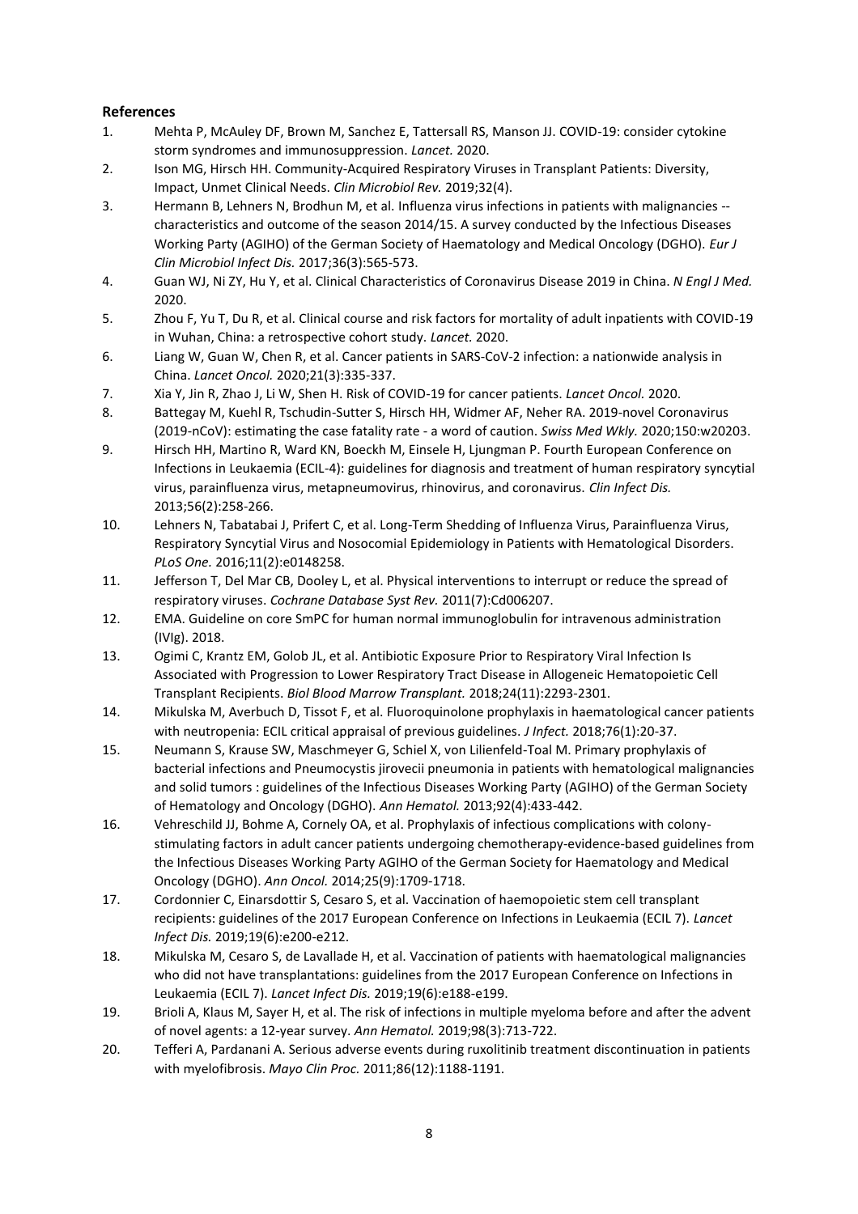## References

1. Mehta P, McAuley DF, Brown M, Sanchez E, Tattersall RS, Manson JJ. COVID-19: consider cytokine storm syndromes and immunosuppression. *Lancet.* 2020.
2. Ison MG, Hirsch HH. Community-Acquired Respiratory Viruses in Transplant Patients: Diversity, Impact, Unmet Clinical Needs. *Clin Microbiol Rev.* 2019;32(4).
3. Hermann B, Lehners N, Brodhun M, et al. Influenza virus infections in patients with malignancies -- characteristics and outcome of the season 2014/15. A survey conducted by the Infectious Diseases Working Party (AGIHO) of the German Society of Haematology and Medical Oncology (DGHO). *Eur J Clin Microbiol Infect Dis.* 2017;36(3):565-573.
4. Guan WJ, Ni ZY, Hu Y, et al. Clinical Characteristics of Coronavirus Disease 2019 in China. *N Engl J Med.* 2020.
5. Zhou F, Yu T, Du R, et al. Clinical course and risk factors for mortality of adult inpatients with COVID-19 in Wuhan, China: a retrospective cohort study. *Lancet.* 2020.
6. Liang W, Guan W, Chen R, et al. Cancer patients in SARS-CoV-2 infection: a nationwide analysis in China. *Lancet Oncol.* 2020;21(3):335-337.
7. Xia Y, Jin R, Zhao J, Li W, Shen H. Risk of COVID-19 for cancer patients. *Lancet Oncol.* 2020.
8. Battegay M, Kuehl R, Tschudin-Sutter S, Hirsch HH, Widmer AF, Neher RA. 2019-novel Coronavirus (2019-nCoV): estimating the case fatality rate - a word of caution. *Swiss Med Wkly.* 2020;150:w20203.
9. Hirsch HH, Martino R, Ward KN, Boeckh M, Einsele H, Ljungman P. Fourth European Conference on Infections in Leukaemia (ECIL-4): guidelines for diagnosis and treatment of human respiratory syncytial virus, parainfluenza virus, metapneumovirus, rhinovirus, and coronavirus. *Clin Infect Dis.* 2013;56(2):258-266.
10. Lehners N, Tabatabai J, Prifert C, et al. Long-Term Shedding of Influenza Virus, Parainfluenza Virus, Respiratory Syncytial Virus and Nosocomial Epidemiology in Patients with Hematological Disorders. *PLoS One.* 2016;11(2):e0148258.
11. Jefferson T, Del Mar CB, Dooley L, et al. Physical interventions to interrupt or reduce the spread of respiratory viruses. *Cochrane Database Syst Rev.* 2011(7):Cd006207.
12. EMA. Guideline on core SmPC for human normal immunoglobulin for intravenous administration (IVIg). 2018.
13. Ogimi C, Krantz EM, Golob JL, et al. Antibiotic Exposure Prior to Respiratory Viral Infection Is Associated with Progression to Lower Respiratory Tract Disease in Allogeneic Hematopoietic Cell Transplant Recipients. *Biol Blood Marrow Transplant.* 2018;24(11):2293-2301.
14. Mikulska M, Averbuch D, Tissot F, et al. Fluoroquinolone prophylaxis in haematological cancer patients with neutropenia: ECIL critical appraisal of previous guidelines. *J Infect.* 2018;76(1):20-37.
15. Neumann S, Krause SW, Maschmeyer G, Schiel X, von Lilienfeld-Toal M. Primary prophylaxis of bacterial infections and Pneumocystis jirovecii pneumonia in patients with hematological malignancies and solid tumors : guidelines of the Infectious Diseases Working Party (AGIHO) of the German Society of Hematology and Oncology (DGHO). *Ann Hematol.* 2013;92(4):433-442.
16. Vehreschild JJ, Bohme A, Cornely OA, et al. Prophylaxis of infectious complications with colony-stimulating factors in adult cancer patients undergoing chemotherapy-evidence-based guidelines from the Infectious Diseases Working Party AGIHO of the German Society for Haematology and Medical Oncology (DGHO). *Ann Oncol.* 2014;25(9):1709-1718.
17. Cordonnier C, Einarsdottir S, Cesaro S, et al. Vaccination of haemopoietic stem cell transplant recipients: guidelines of the 2017 European Conference on Infections in Leukaemia (ECIL 7). *Lancet Infect Dis.* 2019;19(6):e200-e212.
18. Mikulska M, Cesaro S, de Lavallade H, et al. Vaccination of patients with haematological malignancies who did not have transplantations: guidelines from the 2017 European Conference on Infections in Leukaemia (ECIL 7). *Lancet Infect Dis.* 2019;19(6):e188-e199.
19. Brioli A, Klaus M, Sayer H, et al. The risk of infections in multiple myeloma before and after the advent of novel agents: a 12-year survey. *Ann Hematol.* 2019;98(3):713-722.
20. Tefferi A, Pardanani A. Serious adverse events during ruxolitinib treatment discontinuation in patients with myelofibrosis. *Mayo Clin Proc.* 2011;86(12):1188-1191.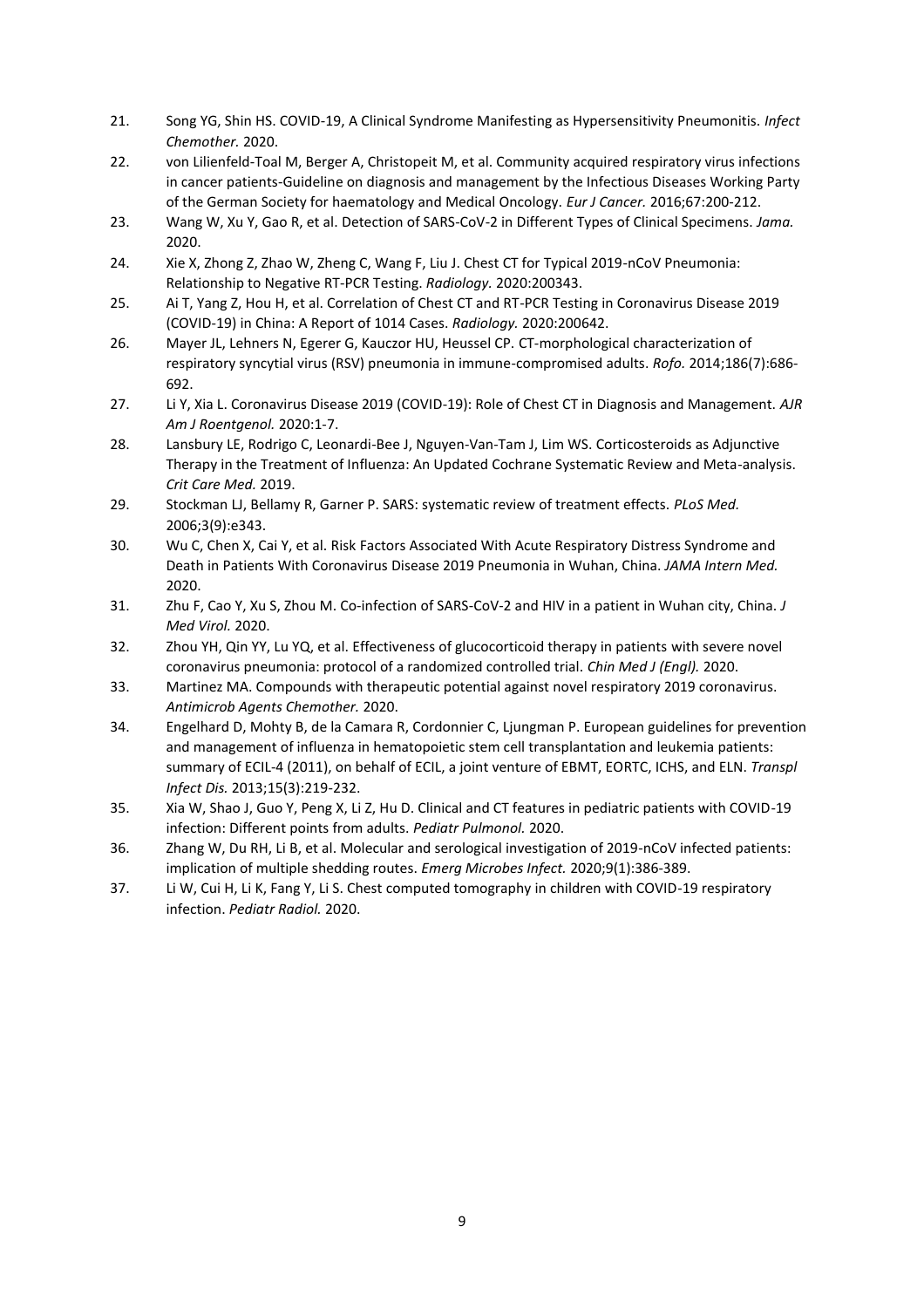21. Song YG, Shin HS. COVID-19, A Clinical Syndrome Manifesting as Hypersensitivity Pneumonitis. *Infect Chemother.* 2020.
22. von Lilienfeld-Toal M, Berger A, Christopeit M, et al. Community acquired respiratory virus infections in cancer patients-Guideline on diagnosis and management by the Infectious Diseases Working Party of the German Society for haematology and Medical Oncology. *Eur J Cancer.* 2016;67:200-212.
23. Wang W, Xu Y, Gao R, et al. Detection of SARS-CoV-2 in Different Types of Clinical Specimens. *Jama.* 2020.
24. Xie X, Zhong Z, Zhao W, Zheng C, Wang F, Liu J. Chest CT for Typical 2019-nCoV Pneumonia: Relationship to Negative RT-PCR Testing. *Radiology.* 2020:200343.
25. Ai T, Yang Z, Hou H, et al. Correlation of Chest CT and RT-PCR Testing in Coronavirus Disease 2019 (COVID-19) in China: A Report of 1014 Cases. *Radiology.* 2020:200642.
26. Mayer JL, Lehners N, Egerer G, Kauczor HU, Heussel CP. CT-morphological characterization of respiratory syncytial virus (RSV) pneumonia in immune-compromised adults. *Rofo.* 2014;186(7):686-692.
27. Li Y, Xia L. Coronavirus Disease 2019 (COVID-19): Role of Chest CT in Diagnosis and Management. *AJR Am J Roentgenol.* 2020:1-7.
28. Lansbury LE, Rodrigo C, Leonardi-Bee J, Nguyen-Van-Tam J, Lim WS. Corticosteroids as Adjunctive Therapy in the Treatment of Influenza: An Updated Cochrane Systematic Review and Meta-analysis. *Crit Care Med.* 2019.
29. Stockman LJ, Bellamy R, Garner P. SARS: systematic review of treatment effects. *PLoS Med.* 2006;3(9):e343.
30. Wu C, Chen X, Cai Y, et al. Risk Factors Associated With Acute Respiratory Distress Syndrome and Death in Patients With Coronavirus Disease 2019 Pneumonia in Wuhan, China. *JAMA Intern Med.* 2020.
31. Zhu F, Cao Y, Xu S, Zhou M. Co-infection of SARS-CoV-2 and HIV in a patient in Wuhan city, China. *J Med Virol.* 2020.
32. Zhou YH, Qin YY, Lu YQ, et al. Effectiveness of glucocorticoid therapy in patients with severe novel coronavirus pneumonia: protocol of a randomized controlled trial. *Chin Med J (Engl).* 2020.
33. Martinez MA. Compounds with therapeutic potential against novel respiratory 2019 coronavirus. *Antimicrob Agents Chemother.* 2020.
34. Engelhard D, Mohty B, de la Camara R, Cordonnier C, Ljungman P. European guidelines for prevention and management of influenza in hematopoietic stem cell transplantation and leukemia patients: summary of ECIL-4 (2011), on behalf of ECIL, a joint venture of EBMT, EORTC, ICHS, and ELN. *Transpl Infect Dis.* 2013;15(3):219-232.
35. Xia W, Shao J, Guo Y, Peng X, Li Z, Hu D. Clinical and CT features in pediatric patients with COVID-19 infection: Different points from adults. *Pediatr Pulmonol.* 2020.
36. Zhang W, Du RH, Li B, et al. Molecular and serological investigation of 2019-nCoV infected patients: implication of multiple shedding routes. *Emerg Microbes Infect.* 2020;9(1):386-389.
37. Li W, Cui H, Li K, Fang Y, Li S. Chest computed tomography in children with COVID-19 respiratory infection. *Pediatr Radiol.* 2020.